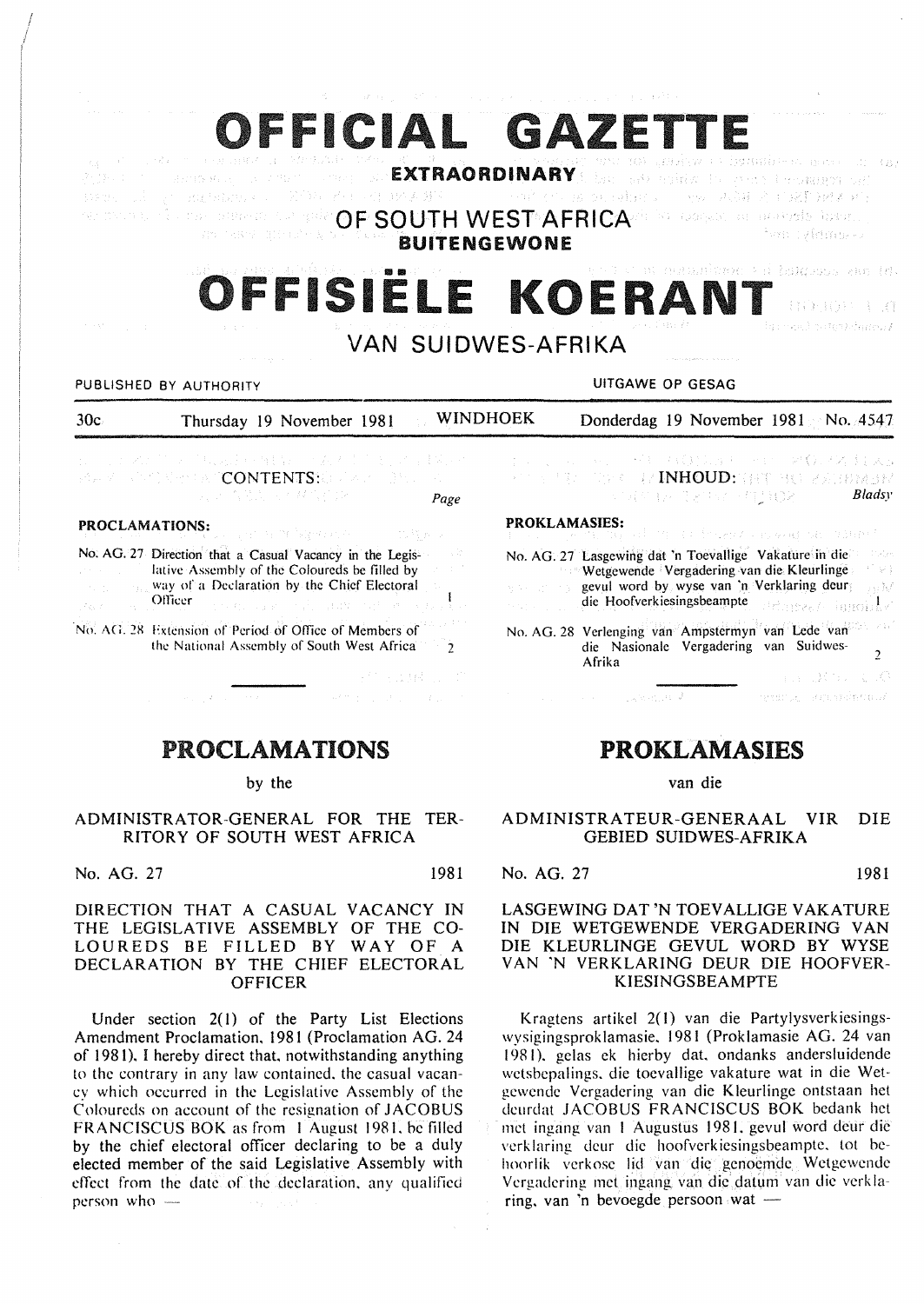# OFFICIAL GAZETTE

**EXTRAORDINARY**

## OF SOUTH WEST AFRICA

**BUITENGEWONE**

# OFFISIËLE KOERANT

## VAN SUIDWES-AFRIKA

PUBLISHED BY AUTHORITY — UITGAWE OP GESAG

30c — Thursday 19 November 1981 — WINDHOEK — Donderdag 19 November 1981 — No. 4547

### CONTENTS:

| | Page |
|---|---|
| **PROCLAMATIONS:** | |
| No. AG. 27 Direction that a Casual Vacancy in the Legislative Assembly of the Coloureds be filled by way of a Declaration by the Chief Electoral Officer | 1 |
| No. AG. 28 Extension of Period of Office of Members of the National Assembly of South West Africa | 2 |

### INHOUD:

| | Bladsy |
|---|---|
| **PROKLAMASIES:** | |
| No. AG. 27 Lasgewing dat 'n Toevallige Vakature in die Wetgewende Vergadering van die Kleurlinge gevul word by wyse van 'n Verklaring deur die Hoofverkiesingsbeampte | 1 |
| No. AG. 28 Verlenging van Ampstermyn van Lede van die Nasionale Vergadering van Suidwes-Afrika | 2 |

## PROCLAMATIONS

by the

### ADMINISTRATOR-GENERAL FOR THE TERRITORY OF SOUTH WEST AFRICA

No. AG. 27 — 1981

### DIRECTION THAT A CASUAL VACANCY IN THE LEGISLATIVE ASSEMBLY OF THE COLOUREDS BE FILLED BY WAY OF A DECLARATION BY THE CHIEF ELECTORAL OFFICER

Under section 2(1) of the Party List Elections Amendment Proclamation, 1981 (Proclamation AG. 24 of 1981), I hereby direct that, notwithstanding anything to the contrary in any law contained, the casual vacancy which occurred in the Legislative Assembly of the Coloureds on account of the resignation of JACOBUS FRANCISCUS BOK as from 1 August 1981, be filled by the chief electoral officer declaring to be a duly elected member of the said Legislative Assembly with effect from the date of the declaration, any qualified person who —

## PROKLAMASIES

van die

### ADMINISTRATEUR-GENERAAL VIR DIE GEBIED SUIDWES-AFRIKA

No. AG. 27 — 1981

### LASGEWING DAT 'N TOEVALLIGE VAKATURE IN DIE WETGEWENDE VERGADERING VAN DIE KLEURLINGE GEVUL WORD BY WYSE VAN 'N VERKLARING DEUR DIE HOOFVERKIESINGSBEAMPTE

Kragtens artikel 2(1) van die Partylysverkiesingswysigingsproklamasie, 1981 (Proklamasie AG. 24 van 1981), gelas ek hierby dat, ondanks andersluidende wetsbepalings, die toevallige vakature wat in die Wetgewende Vergadering van die Kleurlinge ontstaan het deurdat JACOBUS FRANCISCUS BOK bedank het met ingang van 1 Augustus 1981, gevul word deur die verklaring deur die hoofverkiesingsbeampte, tot behoorlik verkose lid van die genoemde Wetgewende Vergadering met ingang van die datum van die verklaring, van 'n bevoegde persoon wat —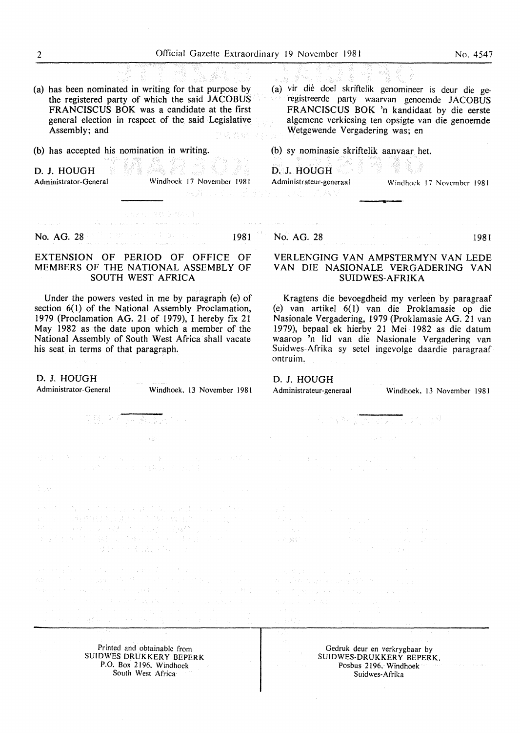(a) has been nominated in writing for that purpose by the registered party of which the said JACOBUS FRANCISCUS BOK was a candidate at the first general election in respect of the said Legislative Assembly; and

(b) has accepted his nomination in writing.

D. J. HOUGH
Administrator-General — Windhoek 17 November 1981

(a) vir dié doel skriftelik genomineer is deur die geregistreerde party waarvan genoemde JACOBUS FRANCISCUS BOK 'n kandidaat by die eerste algemene verkiesing ten opsigte van die genoemde Wetgewende Vergadering was; en

(b) sy nominasie skriftelik aanvaar het.

D. J. HOUGH
Administrateur-generaal — Windhoek 17 November 1981

---

No. AG. 28 — 1981

## EXTENSION OF PERIOD OF OFFICE OF MEMBERS OF THE NATIONAL ASSEMBLY OF SOUTH WEST AFRICA

Under the powers vested in me by paragraph (e) of section 6(1) of the National Assembly Proclamation, 1979 (Proclamation AG. 21 of 1979), I hereby fix 21 May 1982 as the date upon which a member of the National Assembly of South West Africa shall vacate his seat in terms of that paragraph.

D. J. HOUGH
Administrator-General — Windhoek, 13 November 1981

No. AG. 28 — 1981

## VERLENGING VAN AMPSTERMYN VAN LEDE VAN DIE NASIONALE VERGADERING VAN SUIDWES-AFRIKA

Kragtens die bevoegdheid my verleen by paragraaf (e) van artikel 6(1) van die Proklamasie op die Nasionale Vergadering, 1979 (Proklamasie AG. 21 van 1979), bepaal ek hierby 21 Mei 1982 as die datum waarop 'n lid van die Nasionale Vergadering van Suidwes-Afrika sy setel ingevolge daardie paragraaf ontruim.

D. J. HOUGH
Administrateur-generaal — Windhoek, 13 November 1981

---

Printed and obtainable from
SUIDWES-DRUKKERY BEPERK
P.O. Box 2196, Windhoek
South West Africa

Gedruk deur en verkrygbaar by
SUIDWES-DRUKKERY BEPERK,
Posbus 2196, Windhoek
Suidwes-Afrika